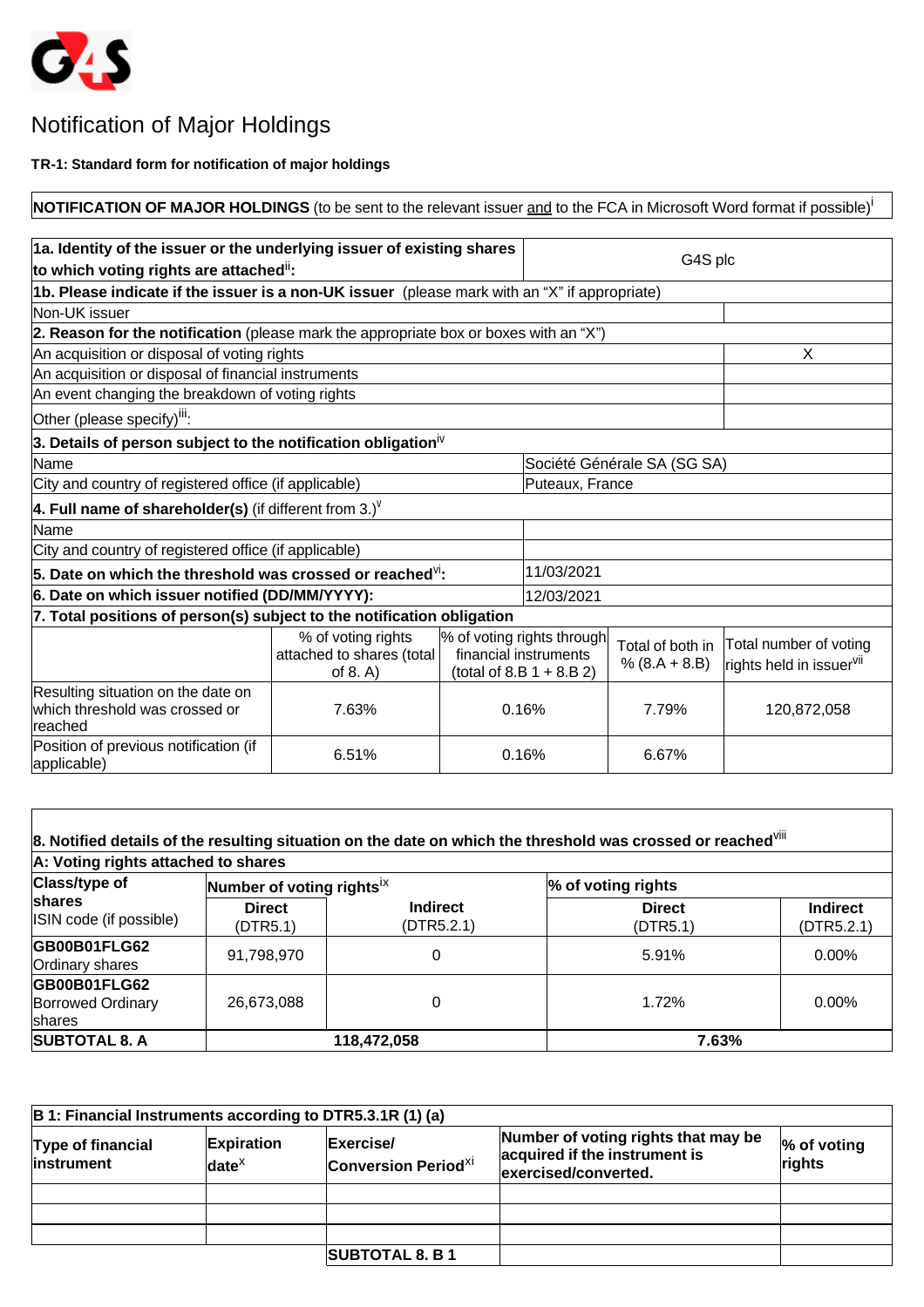# Notification of Major Holdings

**TR-1: Standard form for notification of major holdings**

**NOTIFICATION OF MAJOR HOLDINGS** (to be sent to the relevant issuer and to the FCA in Microsoft Word format if possible)[i]

| **1a. Identity of the issuer or the underlying issuer of existing shares to which voting rights are attached**[ii]**:** | G4S plc |
|---|---|

| **1b. Please indicate if the issuer is a non-UK issuer** (please mark with an "X" if appropriate) | |
|---|---|
| Non-UK issuer | |

| **2. Reason for the notification** (please mark the appropriate box or boxes with an "X") | |
|---|---|
| An acquisition or disposal of voting rights | X |
| An acquisition or disposal of financial instruments | |
| An event changing the breakdown of voting rights | |
| Other (please specify)[iii]: | |

| **3. Details of person subject to the notification obligation**[iv] | |
|---|---|
| Name | Société Générale SA (SG SA) |
| City and country of registered office (if applicable) | Puteaux, France |

| **4. Full name of shareholder(s)** (if different from 3.)[v] | |
|---|---|
| Name | |
| City and country of registered office (if applicable) | |

| **5. Date on which the threshold was crossed or reached**[vi]**:** | 11/03/2021 |
|---|---|
| **6. Date on which issuer notified (DD/MM/YYYY):** | 12/03/2021 |

**7. Total positions of person(s) subject to the notification obligation**

| | % of voting rights attached to shares (total of 8. A) | % of voting rights through financial instruments (total of 8.B 1 + 8.B 2) | Total of both in % (8.A + 8.B) | Total number of voting rights held in issuer[vii] |
|---|---|---|---|---|
| Resulting situation on the date on which threshold was crossed or reached | 7.63% | 0.16% | 7.79% | 120,872,058 |
| Position of previous notification (if applicable) | 6.51% | 0.16% | 6.67% | |

**8. Notified details of the resulting situation on the date on which the threshold was crossed or reached**[viii]

**A: Voting rights attached to shares**

| **Class/type of shares** ISIN code (if possible) | **Number of voting rights**[ix] | | **% of voting rights** | |
|---|---|---|---|---|
| | **Direct** (DTR5.1) | **Indirect** (DTR5.2.1) | **Direct** (DTR5.1) | **Indirect** (DTR5.2.1) |
| **GB00B01FLG62** Ordinary shares | 91,798,970 | 0 | 5.91% | 0.00% |
| **GB00B01FLG62** Borrowed Ordinary shares | 26,673,088 | 0 | 1.72% | 0.00% |
| **SUBTOTAL 8. A** | **118,472,058** | | **7.63%** | |

**B 1: Financial Instruments according to DTR5.3.1R (1) (a)**

| **Type of financial instrument** | **Expiration date**[x] | **Exercise/ Conversion Period**[xi] | **Number of voting rights that may be acquired if the instrument is exercised/converted.** | **% of voting rights** |
|---|---|---|---|---|
| | | | | |
| | | | | |
| | | | | |
| | | **SUBTOTAL 8. B 1** | | |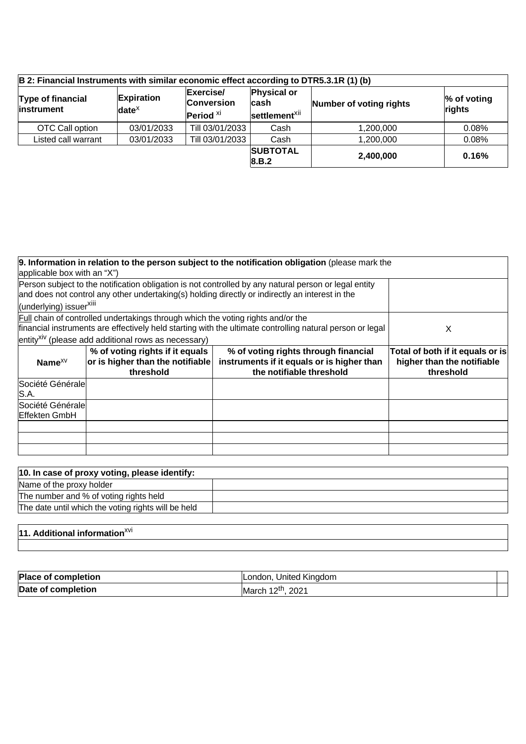| B 2: Financial Instruments with similar economic effect according to DTR5.3.1R (1) (b) | | | | | |
|---|---|---|---|---|---|
| **Type of financial instrument** | **Expiration date**[x] | **Exercise/ Conversion Period** [xi] | **Physical or cash settlement**[xii] | **Number of voting rights** | **% of voting rights** |
| OTC Call option | 03/01/2033 | Till 03/01/2033 | Cash | 1,200,000 | 0.08% |
| Listed call warrant | 03/01/2033 | Till 03/01/2033 | Cash | 1,200,000 | 0.08% |
| | | | **SUBTOTAL 8.B.2** | **2,400,000** | **0.16%** |

| **9. Information in relation to the person subject to the notification obligation** (please mark the applicable box with an "X") | | | |
|---|---|---|---|
| Person subject to the notification obligation is not controlled by any natural person or legal entity and does not control any other undertaking(s) holding directly or indirectly an interest in the (underlying) issuer[xiii] | | | |
| Full chain of controlled undertakings through which the voting rights and/or the financial instruments are effectively held starting with the ultimate controlling natural person or legal entity[xiv] (please add additional rows as necessary) | | | X |
| **Name**[xv] | **% of voting rights if it equals or is higher than the notifiable threshold** | **% of voting rights through financial instruments if it equals or is higher than the notifiable threshold** | **Total of both if it equals or is higher than the notifiable threshold** |
| Société Générale S.A. | | | |
| Société Générale Effekten GmbH | | | |
| | | | |
| | | | |
| | | | |

| **10. In case of proxy voting, please identify:** | |
|---|---|
| Name of the proxy holder | |
| The number and % of voting rights held | |
| The date until which the voting rights will be held | |

| **11. Additional information**[xvi] |
|---|
| |

| | | |
|---|---|---|
| **Place of completion** | London, United Kingdom | |
| **Date of completion** | March 12th, 2021 | |